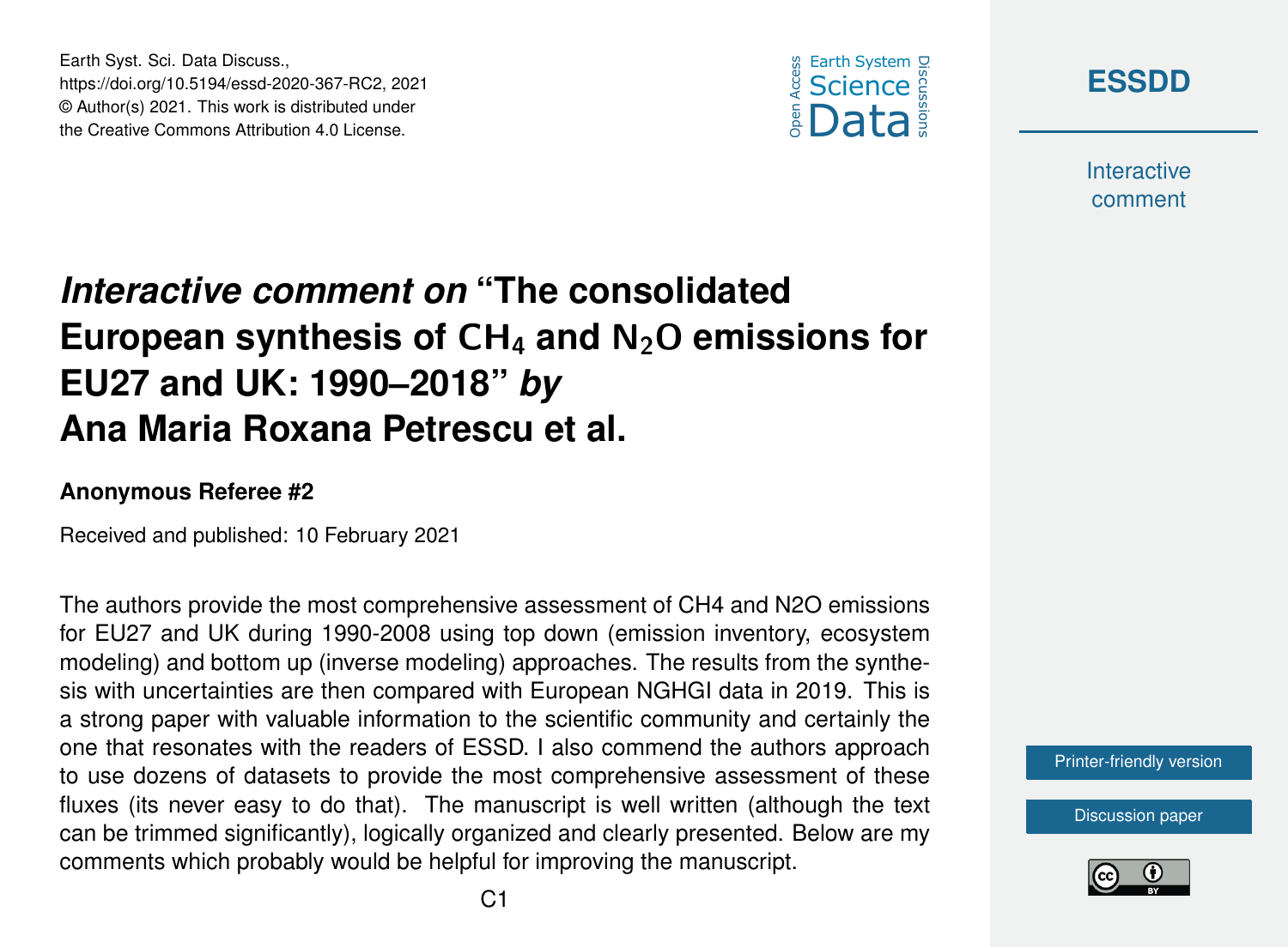# *Interactive comment on* "The consolidated European synthesis of $CH_4$ and $N_2O$ emissions for EU27 and UK: 1990–2018" *by* Ana Maria Roxana Petrescu et al.

**Anonymous Referee #2**

Received and published: 10 February 2021

The authors provide the most comprehensive assessment of CH4 and N2O emissions for EU27 and UK during 1990-2008 using top down (emission inventory, ecosystem modeling) and bottom up (inverse modeling) approaches. The results from the synthesis with uncertainties are then compared with European NGHGI data in 2019. This is a strong paper with valuable information to the scientific community and certainly the one that resonates with the readers of ESSD. I also commend the authors approach to use dozens of datasets to provide the most comprehensive assessment of these fluxes (its never easy to do that). The manuscript is well written (although the text can be trimmed significantly), logically organized and clearly presented. Below are my comments which probably would be helpful for improving the manuscript.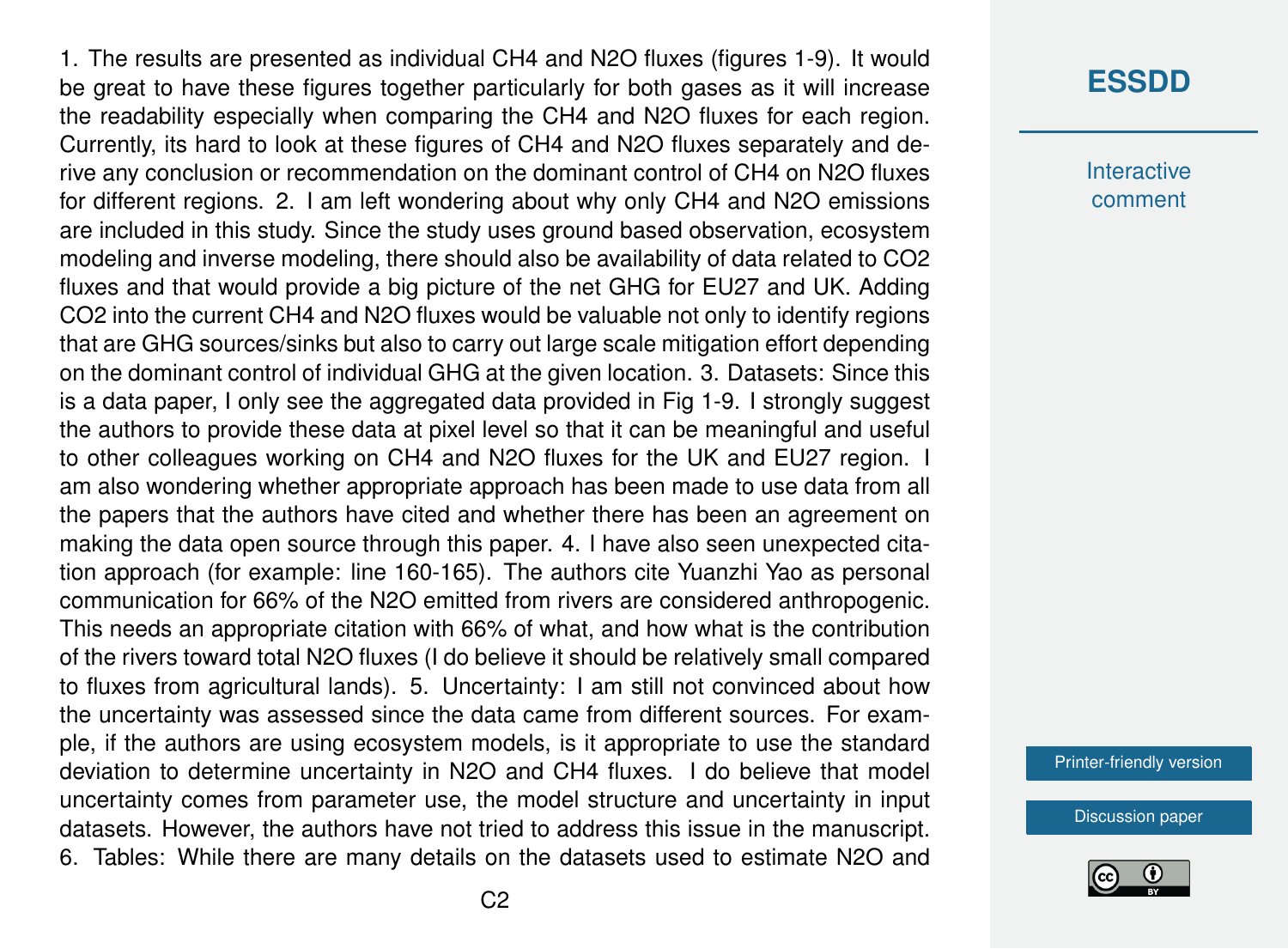1. The results are presented as individual $CH_4$ and $N_2O$ fluxes (figures 1-9). It would be great to have these figures together particularly for both gases as it will increase the readability especially when comparing the $CH_4$ and $N_2O$ fluxes for each region. Currently, its hard to look at these figures of $CH_4$ and $N_2O$ fluxes separately and derive any conclusion or recommendation on the dominant control of $CH_4$ on $N_2O$ fluxes for different regions. 2. I am left wondering about why only $CH_4$ and $N_2O$ emissions are included in this study. Since the study uses ground based observation, ecosystem modeling and inverse modeling, there should also be availability of data related to $CO_2$ fluxes and that would provide a big picture of the net GHG for EU27 and UK. Adding $CO_2$ into the current $CH_4$ and $N_2O$ fluxes would be valuable not only to identify regions that are GHG sources/sinks but also to carry out large scale mitigation effort depending on the dominant control of individual GHG at the given location. 3. Datasets: Since this is a data paper, I only see the aggregated data provided in Fig 1-9. I strongly suggest the authors to provide these data at pixel level so that it can be meaningful and useful to other colleagues working on $CH_4$ and $N_2O$ fluxes for the UK and EU27 region. I am also wondering whether appropriate approach has been made to use data from all the papers that the authors have cited and whether there has been an agreement on making the data open source through this paper. 4. I have also seen unexpected citation approach (for example: line 160-165). The authors cite Yuanzhi Yao as personal communication for 66% of the $N_2O$ emitted from rivers are considered anthropogenic. This needs an appropriate citation with 66% of what, and how what is the contribution of the rivers toward total $N_2O$ fluxes (I do believe it should be relatively small compared to fluxes from agricultural lands). 5. Uncertainty: I am still not convinced about how the uncertainty was assessed since the data came from different sources. For example, if the authors are using ecosystem models, is it appropriate to use the standard deviation to determine uncertainty in $N_2O$ and $CH_4$ fluxes. I do believe that model uncertainty comes from parameter use, the model structure and uncertainty in input datasets. However, the authors have not tried to address this issue in the manuscript. 6. Tables: While there are many details on the datasets used to estimate $N_2O$ and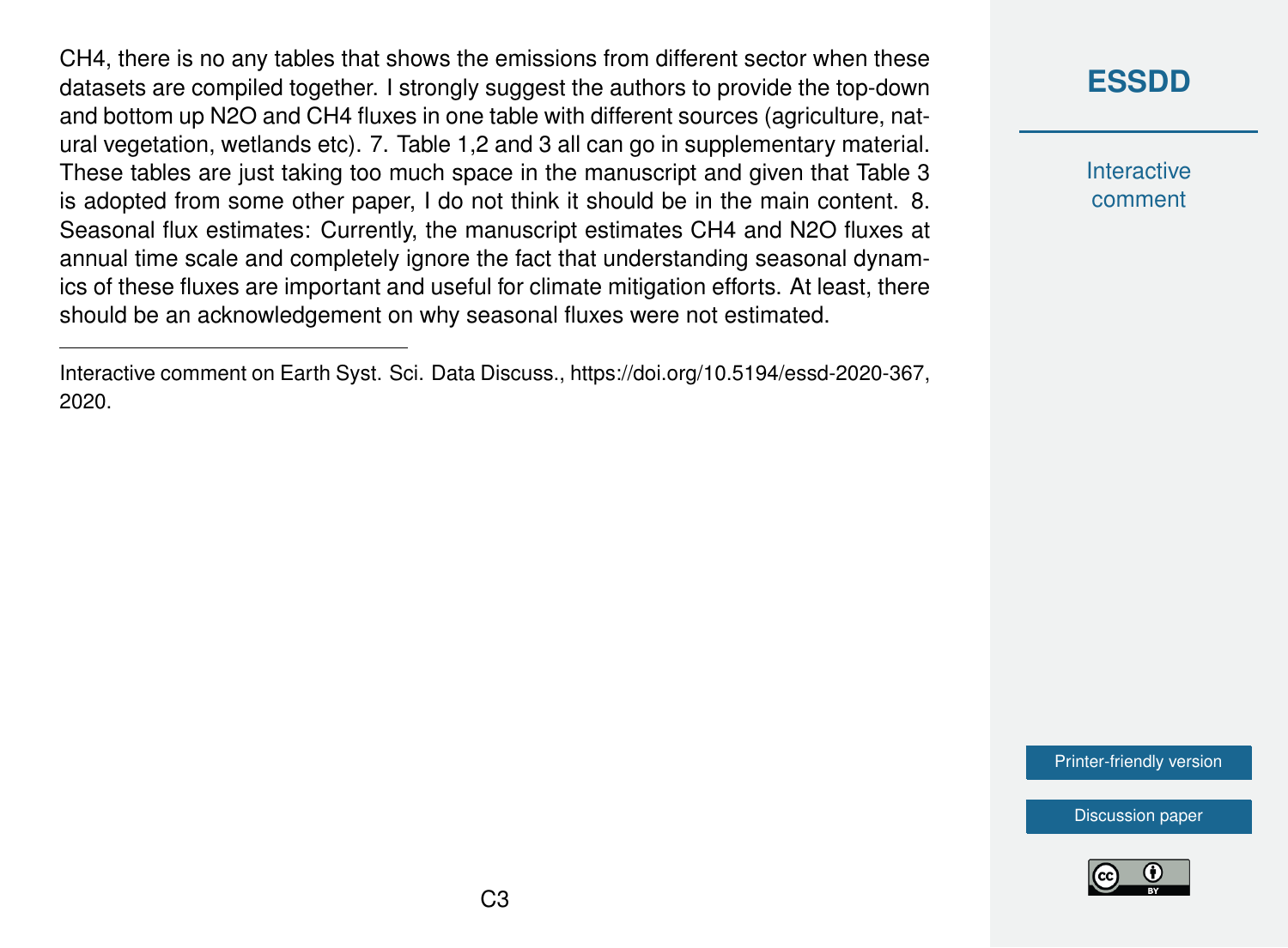$CH_4$, there is no any tables that shows the emissions from different sector when these datasets are compiled together. I strongly suggest the authors to provide the top-down and bottom up $N_2O$ and $CH_4$ fluxes in one table with different sources (agriculture, natural vegetation, wetlands etc). 7. Table 1,2 and 3 all can go in supplementary material. These tables are just taking too much space in the manuscript and given that Table 3 is adopted from some other paper, I do not think it should be in the main content. 8. Seasonal flux estimates: Currently, the manuscript estimates $CH_4$ and $N_2O$ fluxes at annual time scale and completely ignore the fact that understanding seasonal dynamics of these fluxes are important and useful for climate mitigation efforts. At least, there should be an acknowledgement on why seasonal fluxes were not estimated.

---

Interactive comment on Earth Syst. Sci. Data Discuss., https://doi.org/10.5194/essd-2020-367, 2020.